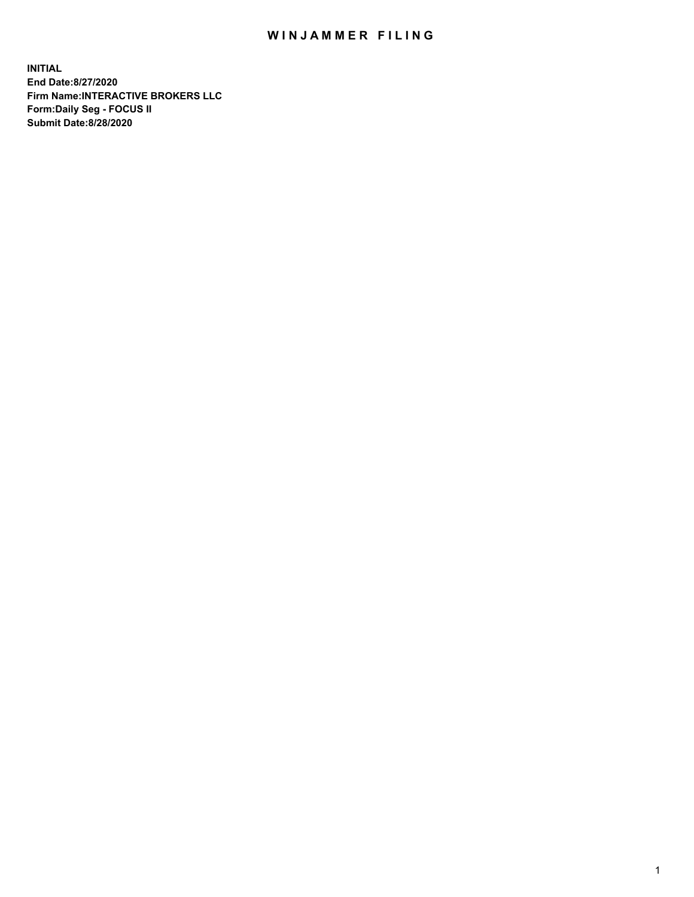# WINJAMMER FILING

**INITIAL**
**End Date:8/27/2020**
**Firm Name:INTERACTIVE BROKERS LLC**
**Form:Daily Seg - FOCUS II**
**Submit Date:8/28/2020**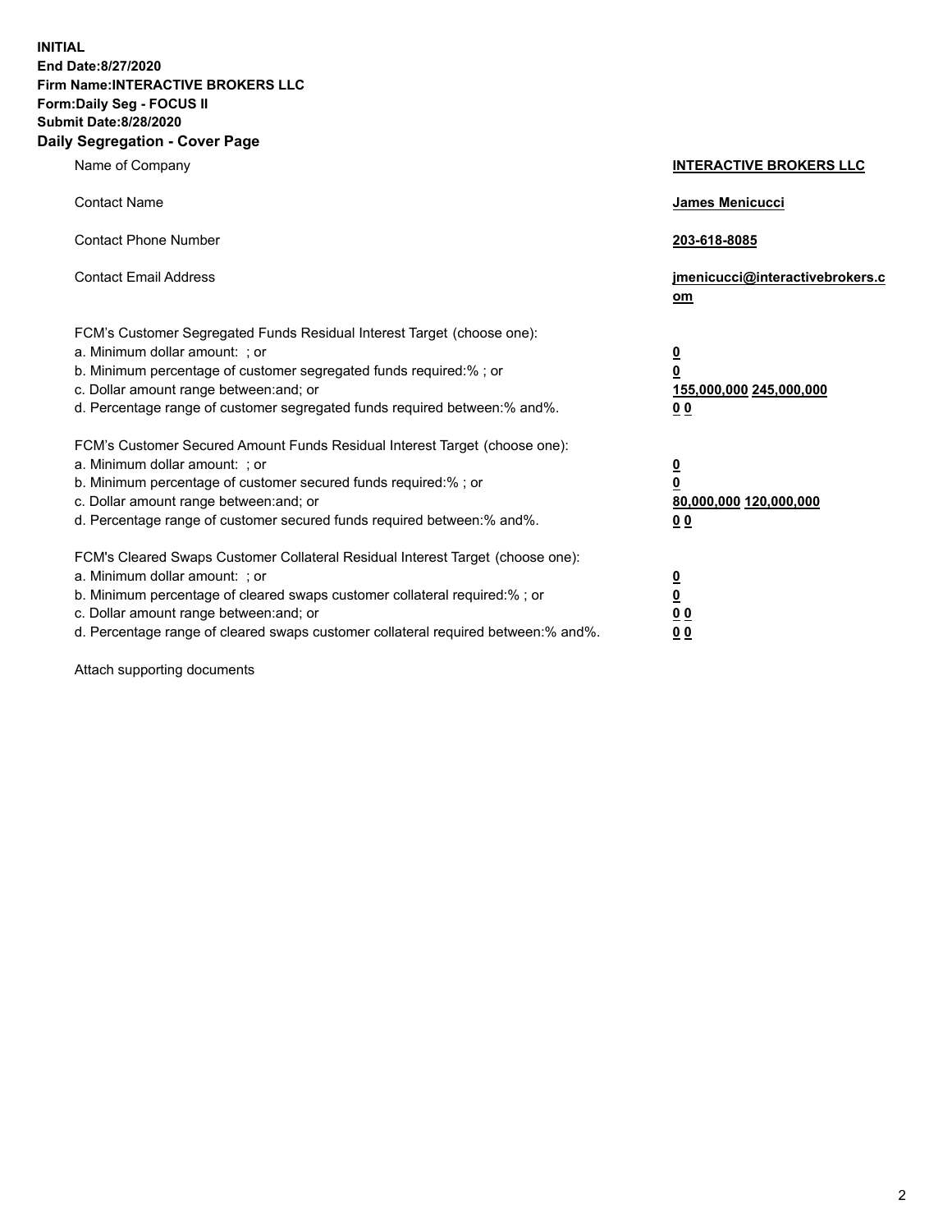**INITIAL**
**End Date:8/27/2020**
**Firm Name:INTERACTIVE BROKERS LLC**
**Form:Daily Seg - FOCUS II**
**Submit Date:8/28/2020**

## Daily Segregation - Cover Page

| | |
|---|---|
| Name of Company | **INTERACTIVE BROKERS LLC** |
| Contact Name | **James Menicucci** |
| Contact Phone Number | **203-618-8085** |
| Contact Email Address | **jmenicucci@interactivebrokers.com** |

FCM's Customer Segregated Funds Residual Interest Target (choose one):

| | |
|---|---|
| a. Minimum dollar amount: ; or | **0** |
| b. Minimum percentage of customer segregated funds required:% ; or | **0** |
| c. Dollar amount range between:and; or | **155,000,000 245,000,000** |
| d. Percentage range of customer segregated funds required between:% and%. | **0 0** |

FCM's Customer Secured Amount Funds Residual Interest Target (choose one):

| | |
|---|---|
| a. Minimum dollar amount: ; or | **0** |
| b. Minimum percentage of customer secured funds required:% ; or | **0** |
| c. Dollar amount range between:and; or | **80,000,000 120,000,000** |
| d. Percentage range of customer secured funds required between:% and%. | **0 0** |

FCM's Cleared Swaps Customer Collateral Residual Interest Target (choose one):

| | |
|---|---|
| a. Minimum dollar amount: ; or | **0** |
| b. Minimum percentage of cleared swaps customer collateral required:% ; or | **0** |
| c. Dollar amount range between:and; or | **0 0** |
| d. Percentage range of cleared swaps customer collateral required between:% and%. | **0 0** |

Attach supporting documents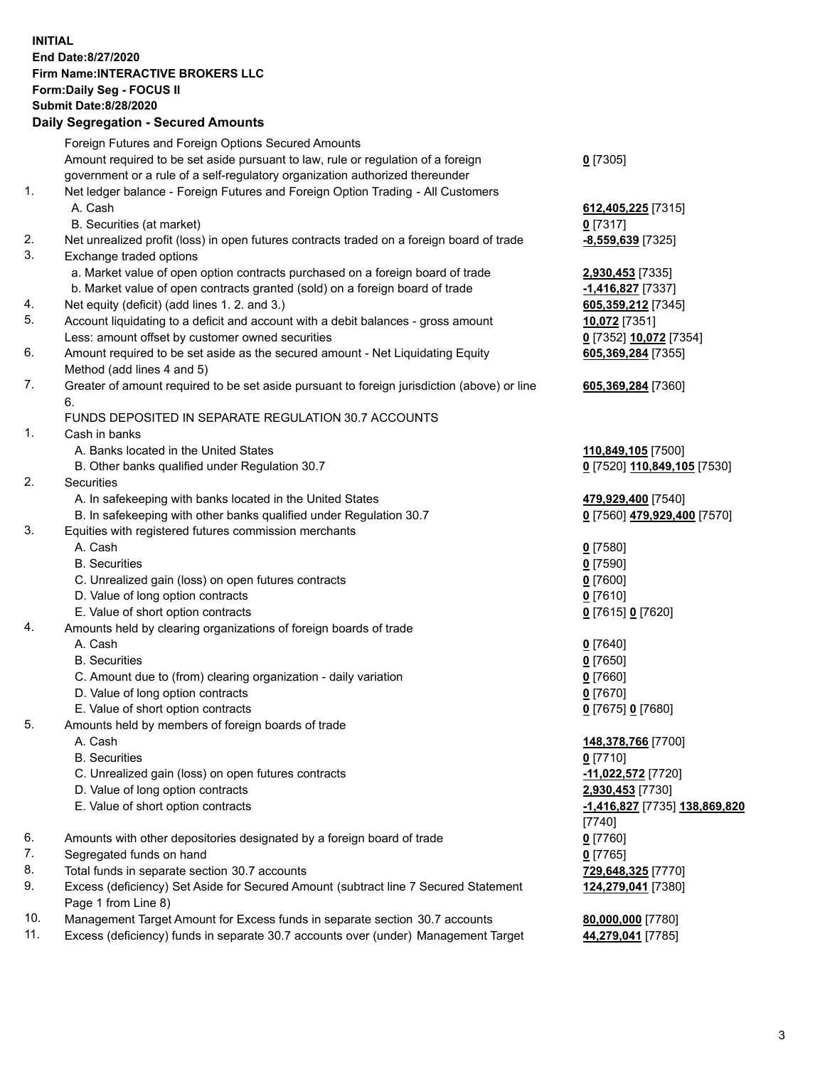**INITIAL**
**End Date:8/27/2020**
**Firm Name:INTERACTIVE BROKERS LLC**
**Form:Daily Seg - FOCUS II**
**Submit Date:8/28/2020**

**Daily Segregation - Secured Amounts**

| | | |
|---|---|---|
| | Foreign Futures and Foreign Options Secured Amounts | |
| | Amount required to be set aside pursuant to law, rule or regulation of a foreign government or a rule of a self-regulatory organization authorized thereunder | **0** [7305] |
| 1. | Net ledger balance - Foreign Futures and Foreign Option Trading - All Customers | |
| | A. Cash | **612,405,225** [7315] |
| | B. Securities (at market) | **0** [7317] |
| 2. | Net unrealized profit (loss) in open futures contracts traded on a foreign board of trade | **-8,559,639** [7325] |
| 3. | Exchange traded options | |
| | a. Market value of open option contracts purchased on a foreign board of trade | **2,930,453** [7335] |
| | b. Market value of open contracts granted (sold) on a foreign board of trade | **-1,416,827** [7337] |
| 4. | Net equity (deficit) (add lines 1. 2. and 3.) | **605,359,212** [7345] |
| 5. | Account liquidating to a deficit and account with a debit balances - gross amount | **10,072** [7351] |
| | Less: amount offset by customer owned securities | **0** [7352] **10,072** [7354] |
| 6. | Amount required to be set aside as the secured amount - Net Liquidating Equity Method (add lines 4 and 5) | **605,369,284** [7355] |
| 7. | Greater of amount required to be set aside pursuant to foreign jurisdiction (above) or line 6. | **605,369,284** [7360] |
| | FUNDS DEPOSITED IN SEPARATE REGULATION 30.7 ACCOUNTS | |
| 1. | Cash in banks | |
| | A. Banks located in the United States | **110,849,105** [7500] |
| | B. Other banks qualified under Regulation 30.7 | **0** [7520] **110,849,105** [7530] |
| 2. | Securities | |
| | A. In safekeeping with banks located in the United States | **479,929,400** [7540] |
| | B. In safekeeping with other banks qualified under Regulation 30.7 | **0** [7560] **479,929,400** [7570] |
| 3. | Equities with registered futures commission merchants | |
| | A. Cash | **0** [7580] |
| | B. Securities | **0** [7590] |
| | C. Unrealized gain (loss) on open futures contracts | **0** [7600] |
| | D. Value of long option contracts | **0** [7610] |
| | E. Value of short option contracts | **0** [7615] **0** [7620] |
| 4. | Amounts held by clearing organizations of foreign boards of trade | |
| | A. Cash | **0** [7640] |
| | B. Securities | **0** [7650] |
| | C. Amount due to (from) clearing organization - daily variation | **0** [7660] |
| | D. Value of long option contracts | **0** [7670] |
| | E. Value of short option contracts | **0** [7675] **0** [7680] |
| 5. | Amounts held by members of foreign boards of trade | |
| | A. Cash | **148,378,766** [7700] |
| | B. Securities | **0** [7710] |
| | C. Unrealized gain (loss) on open futures contracts | **-11,022,572** [7720] |
| | D. Value of long option contracts | **2,930,453** [7730] |
| | E. Value of short option contracts | **-1,416,827** [7735] **138,869,820** [7740] |
| 6. | Amounts with other depositories designated by a foreign board of trade | **0** [7760] |
| 7. | Segregated funds on hand | **0** [7765] |
| 8. | Total funds in separate section 30.7 accounts | **729,648,325** [7770] |
| 9. | Excess (deficiency) Set Aside for Secured Amount (subtract line 7 Secured Statement Page 1 from Line 8) | **124,279,041** [7380] |
| 10. | Management Target Amount for Excess funds in separate section 30.7 accounts | **80,000,000** [7780] |
| 11. | Excess (deficiency) funds in separate 30.7 accounts over (under) Management Target | **44,279,041** [7785] |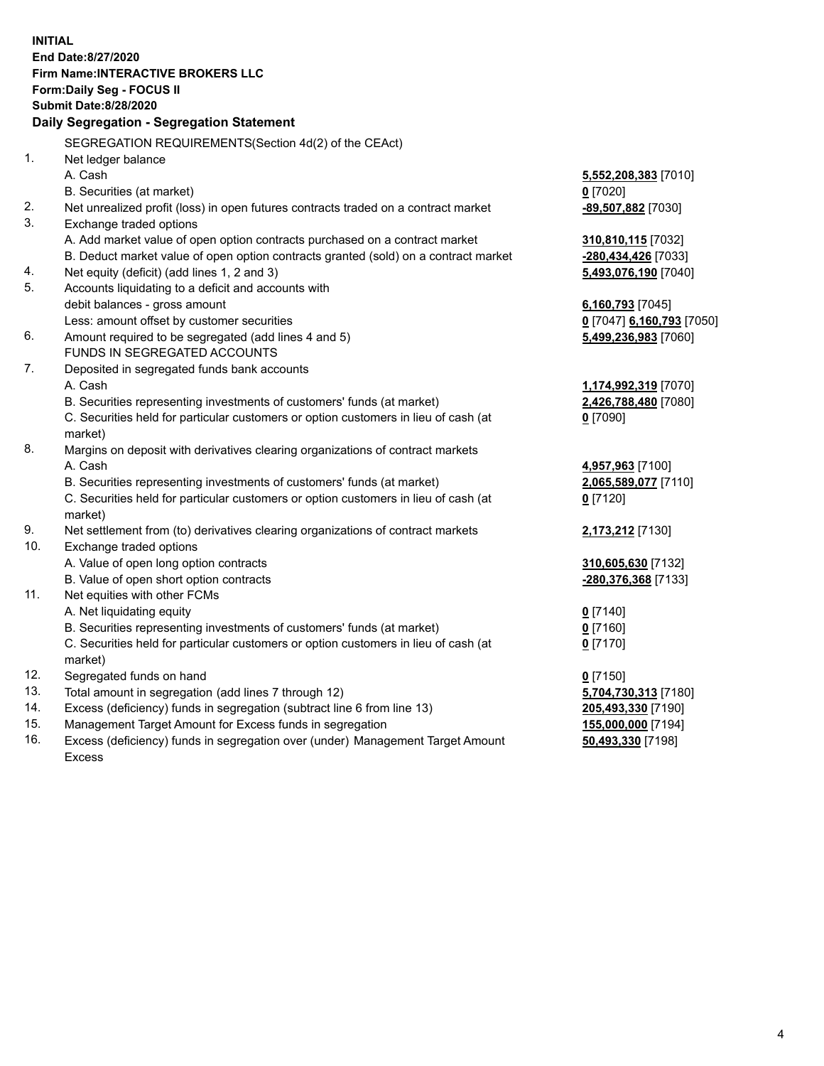**INITIAL**
**End Date:8/27/2020**
**Firm Name:INTERACTIVE BROKERS LLC**
**Form:Daily Seg - FOCUS II**
**Submit Date:8/28/2020**

## Daily Segregation - Segregation Statement

SEGREGATION REQUIREMENTS(Section 4d(2) of the CEAct)

| | | |
|---|---|---|
| 1. | Net ledger balance | |
| | A. Cash | **5,552,208,383** [7010] |
| | B. Securities (at market) | **0** [7020] |
| 2. | Net unrealized profit (loss) in open futures contracts traded on a contract market | **-89,507,882** [7030] |
| 3. | Exchange traded options | |
| | A. Add market value of open option contracts purchased on a contract market | **310,810,115** [7032] |
| | B. Deduct market value of open option contracts granted (sold) on a contract market | **-280,434,426** [7033] |
| 4. | Net equity (deficit) (add lines 1, 2 and 3) | **5,493,076,190** [7040] |
| 5. | Accounts liquidating to a deficit and accounts with | |
| | debit balances - gross amount | **6,160,793** [7045] |
| | Less: amount offset by customer securities | **0** [7047] **6,160,793** [7050] |
| 6. | Amount required to be segregated (add lines 4 and 5) | **5,499,236,983** [7060] |
| | FUNDS IN SEGREGATED ACCOUNTS | |
| 7. | Deposited in segregated funds bank accounts | |
| | A. Cash | **1,174,992,319** [7070] |
| | B. Securities representing investments of customers' funds (at market) | **2,426,788,480** [7080] |
| | C. Securities held for particular customers or option customers in lieu of cash (at market) | **0** [7090] |
| 8. | Margins on deposit with derivatives clearing organizations of contract markets | |
| | A. Cash | **4,957,963** [7100] |
| | B. Securities representing investments of customers' funds (at market) | **2,065,589,077** [7110] |
| | C. Securities held for particular customers or option customers in lieu of cash (at market) | **0** [7120] |
| 9. | Net settlement from (to) derivatives clearing organizations of contract markets | **2,173,212** [7130] |
| 10. | Exchange traded options | |
| | A. Value of open long option contracts | **310,605,630** [7132] |
| | B. Value of open short option contracts | **-280,376,368** [7133] |
| 11. | Net equities with other FCMs | |
| | A. Net liquidating equity | **0** [7140] |
| | B. Securities representing investments of customers' funds (at market) | **0** [7160] |
| | C. Securities held for particular customers or option customers in lieu of cash (at market) | **0** [7170] |
| 12. | Segregated funds on hand | **0** [7150] |
| 13. | Total amount in segregation (add lines 7 through 12) | **5,704,730,313** [7180] |
| 14. | Excess (deficiency) funds in segregation (subtract line 6 from line 13) | **205,493,330** [7190] |
| 15. | Management Target Amount for Excess funds in segregation | **155,000,000** [7194] |
| 16. | Excess (deficiency) funds in segregation over (under) Management Target Amount Excess | **50,493,330** [7198] |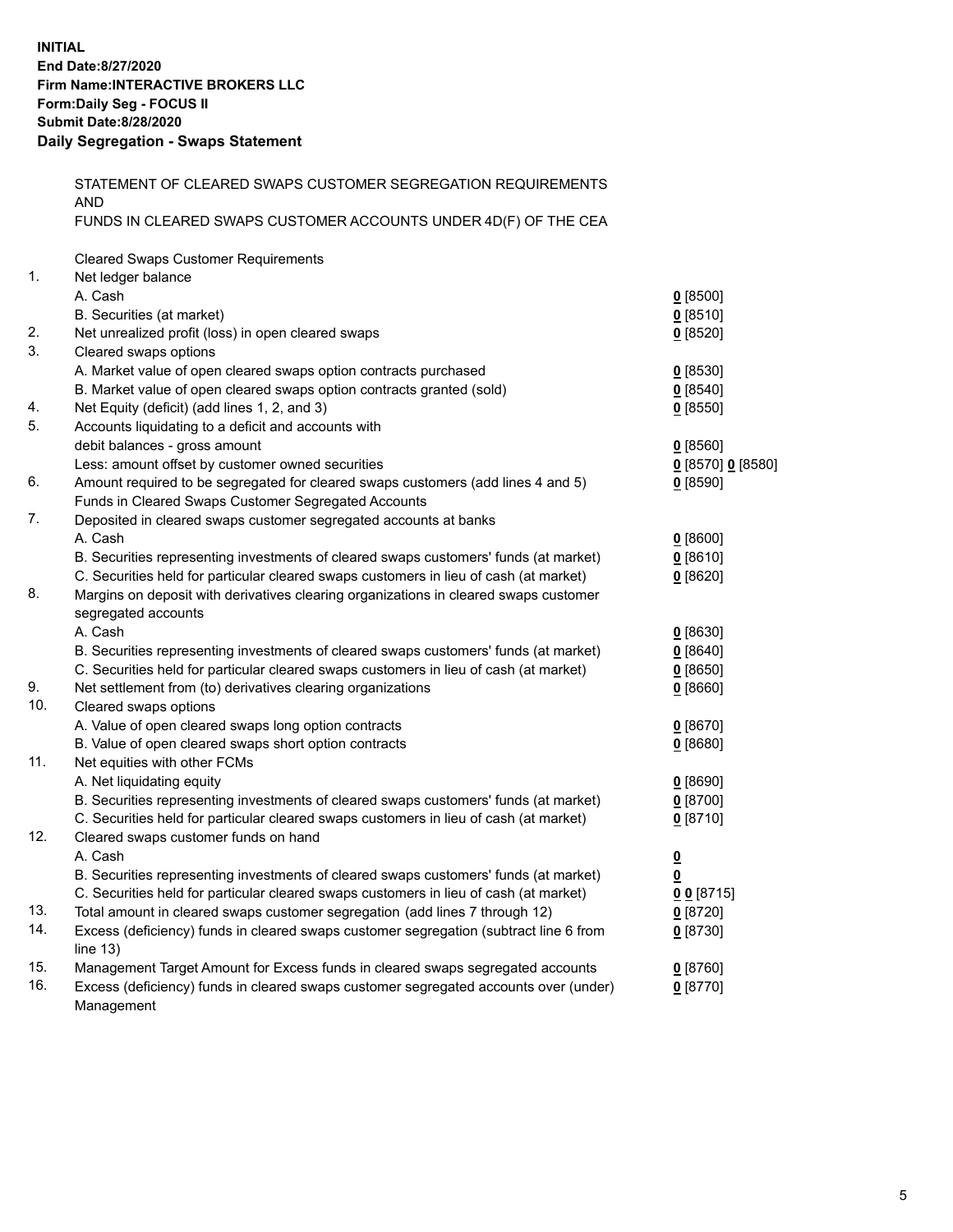**INITIAL**
**End Date:8/27/2020**
**Firm Name:INTERACTIVE BROKERS LLC**
**Form:Daily Seg - FOCUS II**
**Submit Date:8/28/2020**
**Daily Segregation - Swaps Statement**

STATEMENT OF CLEARED SWAPS CUSTOMER SEGREGATION REQUIREMENTS AND
FUNDS IN CLEARED SWAPS CUSTOMER ACCOUNTS UNDER 4D(F) OF THE CEA

| | | |
|---|---|---|
| | Cleared Swaps Customer Requirements | |
| 1. | Net ledger balance | |
| | A. Cash | 0 [8500] |
| | B. Securities (at market) | 0 [8510] |
| 2. | Net unrealized profit (loss) in open cleared swaps | 0 [8520] |
| 3. | Cleared swaps options | |
| | A. Market value of open cleared swaps option contracts purchased | 0 [8530] |
| | B. Market value of open cleared swaps option contracts granted (sold) | 0 [8540] |
| 4. | Net Equity (deficit) (add lines 1, 2, and 3) | 0 [8550] |
| 5. | Accounts liquidating to a deficit and accounts with | |
| | debit balances - gross amount | 0 [8560] |
| | Less: amount offset by customer owned securities | 0 [8570] 0 [8580] |
| 6. | Amount required to be segregated for cleared swaps customers (add lines 4 and 5) | 0 [8590] |
| | Funds in Cleared Swaps Customer Segregated Accounts | |
| 7. | Deposited in cleared swaps customer segregated accounts at banks | |
| | A. Cash | 0 [8600] |
| | B. Securities representing investments of cleared swaps customers' funds (at market) | 0 [8610] |
| | C. Securities held for particular cleared swaps customers in lieu of cash (at market) | 0 [8620] |
| 8. | Margins on deposit with derivatives clearing organizations in cleared swaps customer segregated accounts | |
| | A. Cash | 0 [8630] |
| | B. Securities representing investments of cleared swaps customers' funds (at market) | 0 [8640] |
| | C. Securities held for particular cleared swaps customers in lieu of cash (at market) | 0 [8650] |
| 9. | Net settlement from (to) derivatives clearing organizations | 0 [8660] |
| 10. | Cleared swaps options | |
| | A. Value of open cleared swaps long option contracts | 0 [8670] |
| | B. Value of open cleared swaps short option contracts | 0 [8680] |
| 11. | Net equities with other FCMs | |
| | A. Net liquidating equity | 0 [8690] |
| | B. Securities representing investments of cleared swaps customers' funds (at market) | 0 [8700] |
| | C. Securities held for particular cleared swaps customers in lieu of cash (at market) | 0 [8710] |
| 12. | Cleared swaps customer funds on hand | |
| | A. Cash | 0 |
| | B. Securities representing investments of cleared swaps customers' funds (at market) | 0 |
| | C. Securities held for particular cleared swaps customers in lieu of cash (at market) | 0 0 [8715] |
| 13. | Total amount in cleared swaps customer segregation (add lines 7 through 12) | 0 [8720] |
| 14. | Excess (deficiency) funds in cleared swaps customer segregation (subtract line 6 from line 13) | 0 [8730] |
| 15. | Management Target Amount for Excess funds in cleared swaps segregated accounts | 0 [8760] |
| 16. | Excess (deficiency) funds in cleared swaps customer segregated accounts over (under) Management | 0 [8770] |